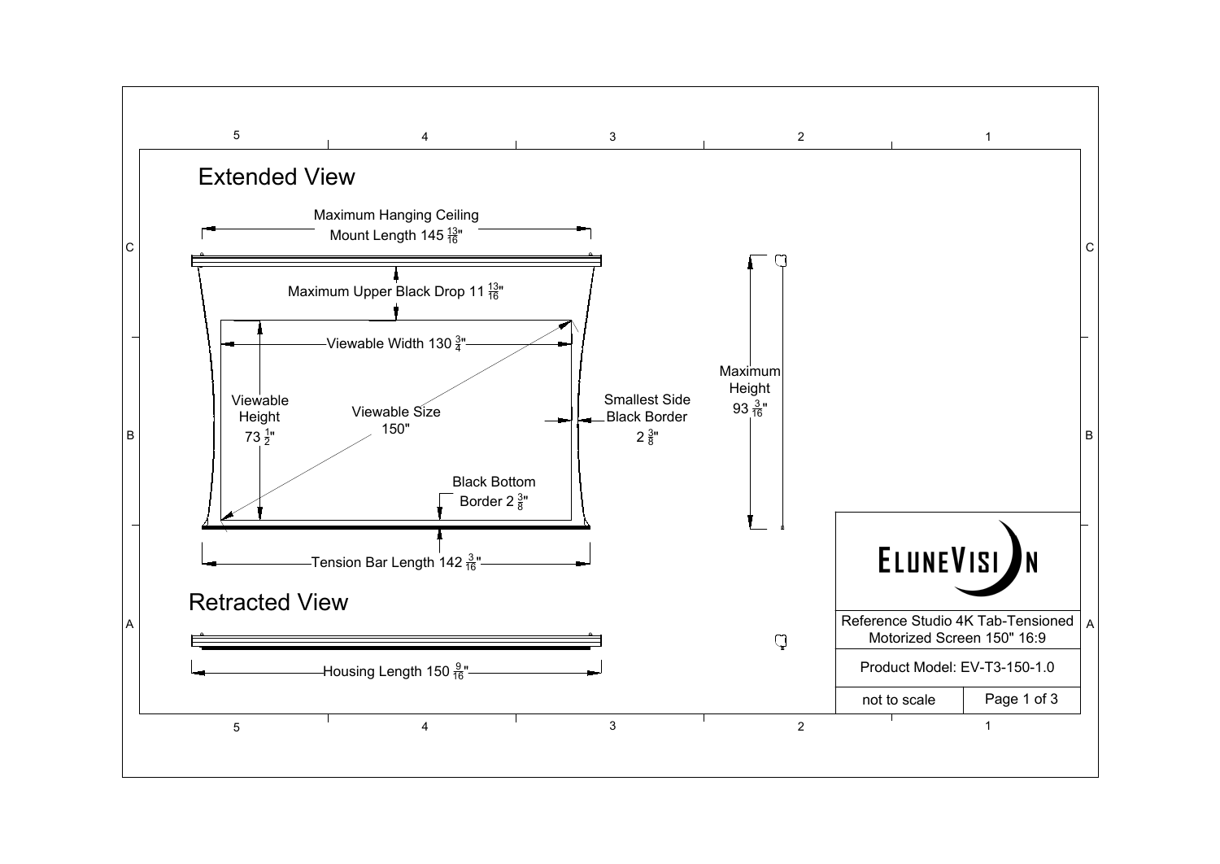## Extended View

Maximum Hanging Ceiling Mount Length 145 $\frac{13}{16}$"

Maximum Upper Black Drop 11 $\frac{13}{16}$"

Viewable Width 130 $\frac{3}{4}$"

Viewable Height 73 $\frac{1}{2}$"

Viewable Size 150"

Smallest Side Black Border 2 $\frac{3}{8}$"

Black Bottom Border 2 $\frac{3}{8}$"

Maximum Height 93 $\frac{3}{16}$"

Tension Bar Length 142 $\frac{3}{16}$"

## Retracted View

Housing Length 150 $\frac{9}{16}$"

ELUNEVISION

Reference Studio 4K Tab-Tensioned Motorized Screen 150" 16:9

Product Model: EV-T3-150-1.0

not to scale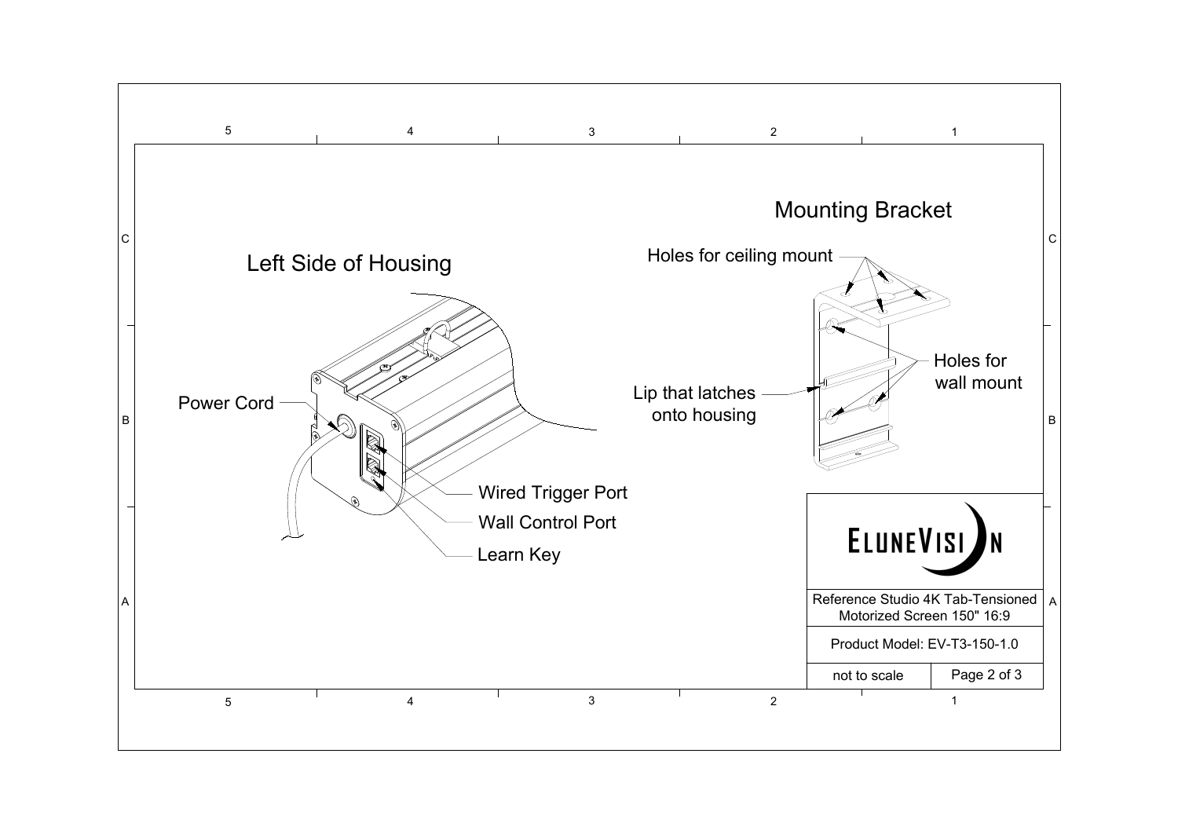## Left Side of Housing

- Power Cord
- Wired Trigger Port
- Wall Control Port
- Learn Key

## Mounting Bracket

- Holes for ceiling mount
- Holes for wall mount
- Lip that latches onto housing

**ELUNEVISION**

| Reference Studio 4K Tab-Tensioned Motorized Screen 150" 16:9 | |
|---|---|
| Product Model: EV-T3-150-1.0 | |
| not to scale | Page 2 of 3 |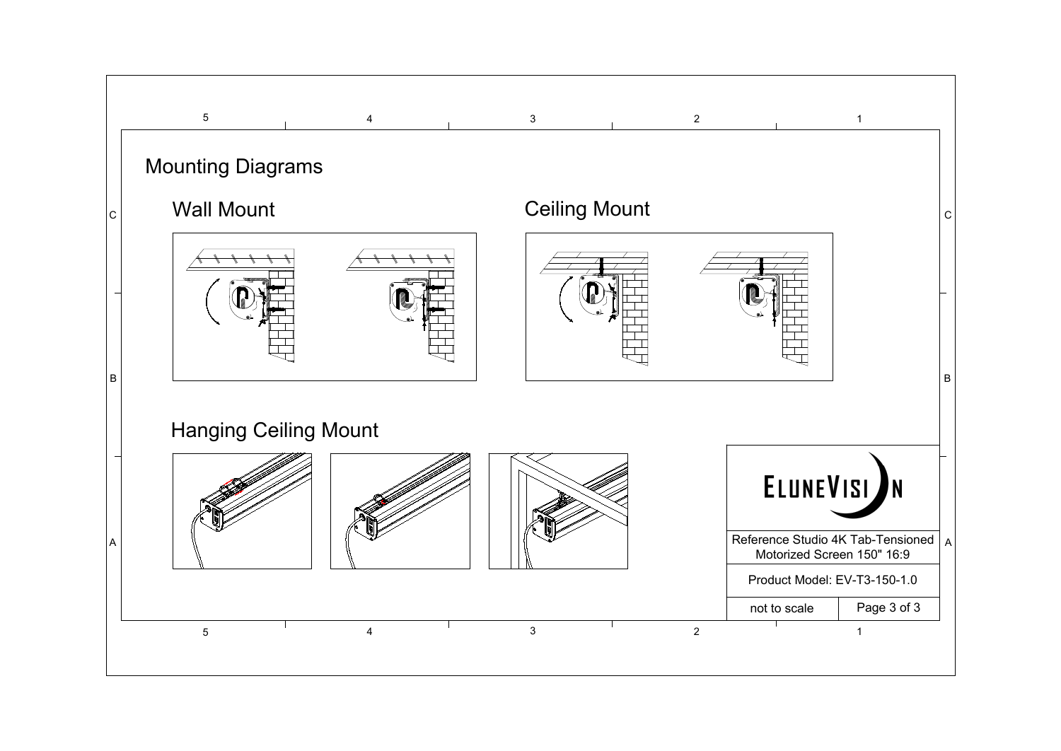# Mounting Diagrams

## Wall Mount

## Ceiling Mount

## Hanging Ceiling Mount

ELUNEVISION

Reference Studio 4K Tab-Tensioned Motorized Screen 150" 16:9

Product Model: EV-T3-150-1.0

not to scale